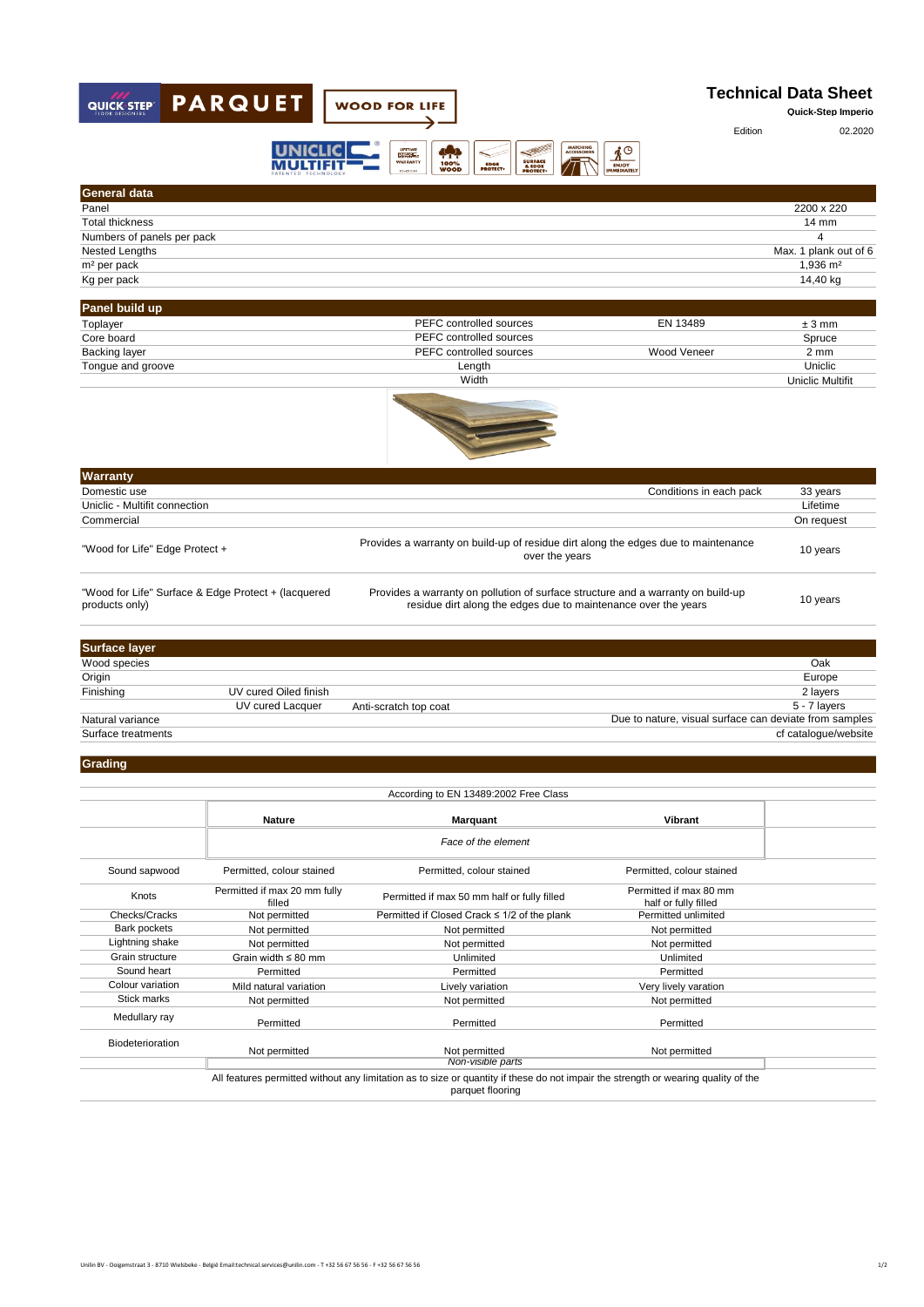# Technical Data Sheet

**Quick-Step Imperio**

Edition 02.2020

## General data

| | |
|---|---|
| Panel | 2200 x 220 |
| Total thickness | 14 mm |
| Numbers of panels per pack | 4 |
| Nested Lengths | Max. 1 plank out of 6 |
| m² per pack | 1,936 m² |
| Kg per pack | 14,40 kg |

## Panel build up

| | | | |
|---|---|---|---|
| Toplayer | PEFC controlled sources | EN 13489 | ± 3 mm |
| Core board | PEFC controlled sources | | Spruce |
| Backing layer | PEFC controlled sources | Wood Veneer | 2 mm |
| Tongue and groove | Length | | Uniclic |
| | Width | | Uniclic Multifit |

## Warranty

| | | |
|---|---|---|
| Domestic use | Conditions in each pack | 33 years |
| Uniclic - Multifit connection | | Lifetime |
| Commercial | | On request |
| "Wood for Life" Edge Protect + | Provides a warranty on build-up of residue dirt along the edges due to maintenance over the years | 10 years |
| "Wood for Life" Surface & Edge Protect + (lacquered products only) | Provides a warranty on pollution of surface structure and a warranty on build-up residue dirt along the edges due to maintenance over the years | 10 years |

## Surface layer

| | | | |
|---|---|---|---|
| Wood species | | | Oak |
| Origin | | | Europe |
| Finishing | UV cured Oiled finish | | 2 layers |
| | UV cured Lacquer | Anti-scratch top coat | 5 - 7 layers |
| Natural variance | | | Due to nature, visual surface can deviate from samples |
| Surface treatments | | | cf catalogue/website |

## Grading

According to EN 13489:2002 Free Class

| | Nature | Marquant | Vibrant |
|---|---|---|---|
| | *Face of the element* | | |
| Sound sapwood | Permitted, colour stained | Permitted, colour stained | Permitted, colour stained |
| Knots | Permitted if max 20 mm fully filled | Permitted if max 50 mm half or fully filled | Permitted if max 80 mm half or fully filled |
| Checks/Cracks | Not permitted | Permitted if Closed Crack ≤ 1/2 of the plank | Permitted unlimited |
| Bark pockets | Not permitted | Not permitted | Not permitted |
| Lightning shake | Not permitted | Not permitted | Not permitted |
| Grain structure | Grain width ≤ 80 mm | Unlimited | Unlimited |
| Sound heart | Permitted | Permitted | Permitted |
| Colour variation | Mild natural variation | Lively variation | Very lively varation |
| Stick marks | Not permitted | Not permitted | Not permitted |
| Medullary ray | Permitted | Permitted | Permitted |
| Biodeterioration | Not permitted | Not permitted | Not permitted |
| | *Non-visible parts* | | |

All features permitted without any limitation as to size or quantity if these do not impair the strength or wearing quality of the parquet flooring

Unilin BV - Ooigemstraat 3 - 8710 Wielsbeke - België Email:technical.services@unilin.com - T +32 56 67 56 56 - F +32 56 67 56 56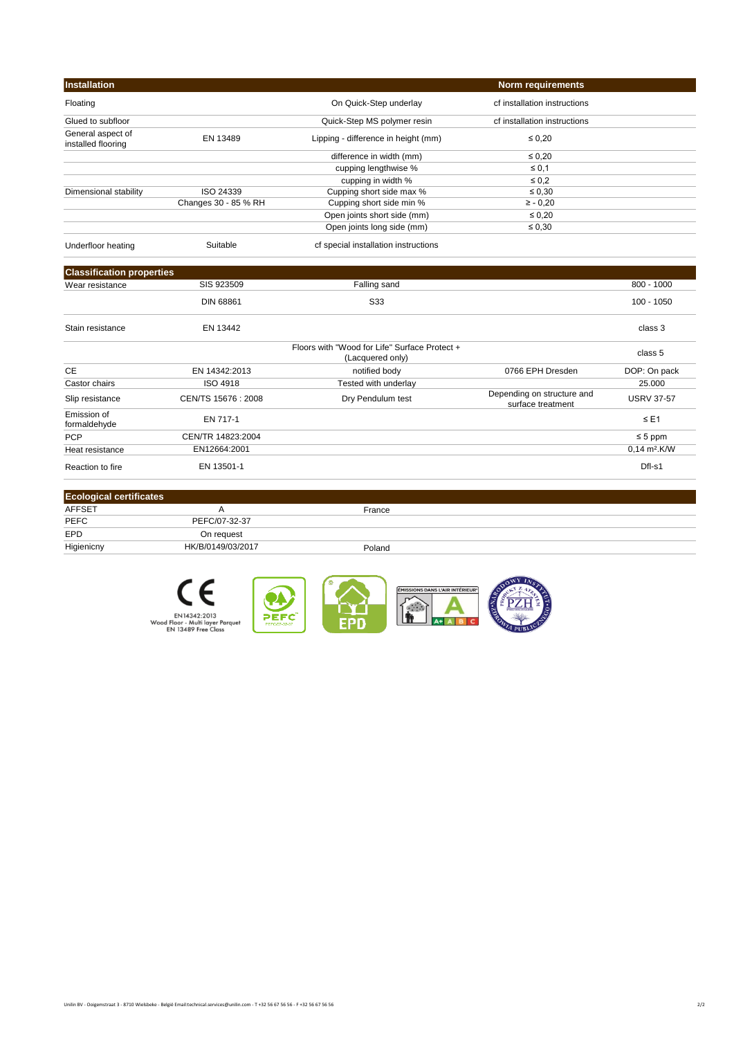| Installation | | | Norm requirements | |
|---|---|---|---|---|
| Floating | | On Quick-Step underlay | cf installation instructions | |
| Glued to subfloor | | Quick-Step MS polymer resin | cf installation instructions | |
| General aspect of installed flooring | EN 13489 | Lipping - difference in height (mm) | ≤ 0,20 | |
| | | difference in width (mm) | ≤ 0,20 | |
| | | cupping lengthwise % | ≤ 0,1 | |
| | | cupping in width % | ≤ 0,2 | |
| Dimensional stability | ISO 24339 | Cupping short side max % | ≤ 0,30 | |
| | Changes 30 - 85 % RH | Cupping short side min % | ≥ - 0,20 | |
| | | Open joints short side (mm) | ≤ 0,20 | |
| | | Open joints long side (mm) | ≤ 0,30 | |
| Underfloor heating | Suitable | cf special installation instructions | | |

| Classification properties | | | | |
|---|---|---|---|---|
| Wear resistance | SIS 923509 | Falling sand | | 800 - 1000 |
| | DIN 68861 | S33 | | 100 - 1050 |
| Stain resistance | EN 13442 | | | class 3 |
| | | Floors with "Wood for Life" Surface Protect + (Lacquered only) | | class 5 |
| CE | EN 14342:2013 | notified body | 0766 EPH Dresden | DOP: On pack |
| Castor chairs | ISO 4918 | Tested with underlay | | 25.000 |
| Slip resistance | CEN/TS 15676 : 2008 | Dry Pendulum test | Depending on structure and surface treatment | USRV 37-57 |
| Emission of formaldehyde | EN 717-1 | | | ≤ E1 |
| PCP | CEN/TR 14823:2004 | | | ≤ 5 ppm |
| Heat resistance | EN12664:2001 | | | 0,14 m².K/W |
| Reaction to fire | EN 13501-1 | | | Dfl-s1 |

| Ecological certificates | | |
|---|---|---|
| AFFSET | A | France |
| PEFC | PEFC/07-32-37 | |
| EPD | On request | |
| Higienicny | HK/B/0149/03/2017 | Poland |

EN14342:2013
Wood Floor - Multi layer Parquet
EN 13489 Free Class

Unilin BV - Ooigemstraat 3 - 8710 Wielsbeke - België Email:technical.services@unilin.com - T +32 56 67 56 56 - F +32 56 67 56 56